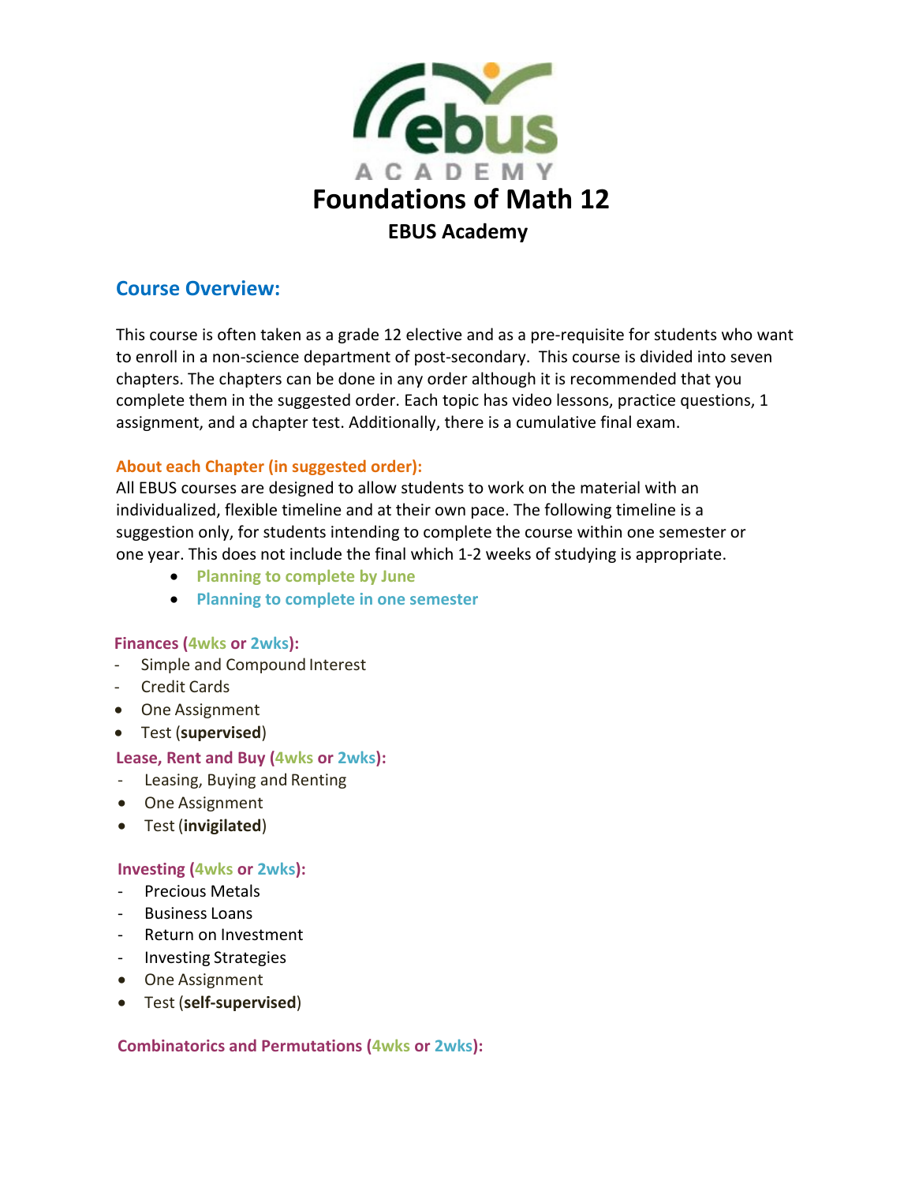# Foundations of Math 12

## EBUS Academy

## Course Overview:

This course is often taken as a grade 12 elective and as a pre-requisite for students who want to enroll in a non-science department of post-secondary. This course is divided into seven chapters. The chapters can be done in any order although it is recommended that you complete them in the suggested order. Each topic has video lessons, practice questions, 1 assignment, and a chapter test. Additionally, there is a cumulative final exam.

### About each Chapter (in suggested order):

All EBUS courses are designed to allow students to work on the material with an individualized, flexible timeline and at their own pace. The following timeline is a suggestion only, for students intending to complete the course within one semester or one year. This does not include the final which 1-2 weeks of studying is appropriate.

- Planning to complete by June
- Planning to complete in one semester

**Finances (4wks or 2wks):**

- Simple and Compound Interest
- Credit Cards
- One Assignment
- Test (**supervised**)

**Lease, Rent and Buy (4wks or 2wks):**

- Leasing, Buying and Renting
- One Assignment
- Test (**invigilated**)

**Investing (4wks or 2wks):**

- Precious Metals
- Business Loans
- Return on Investment
- Investing Strategies
- One Assignment
- Test (**self-supervised**)

**Combinatorics and Permutations (4wks or 2wks):**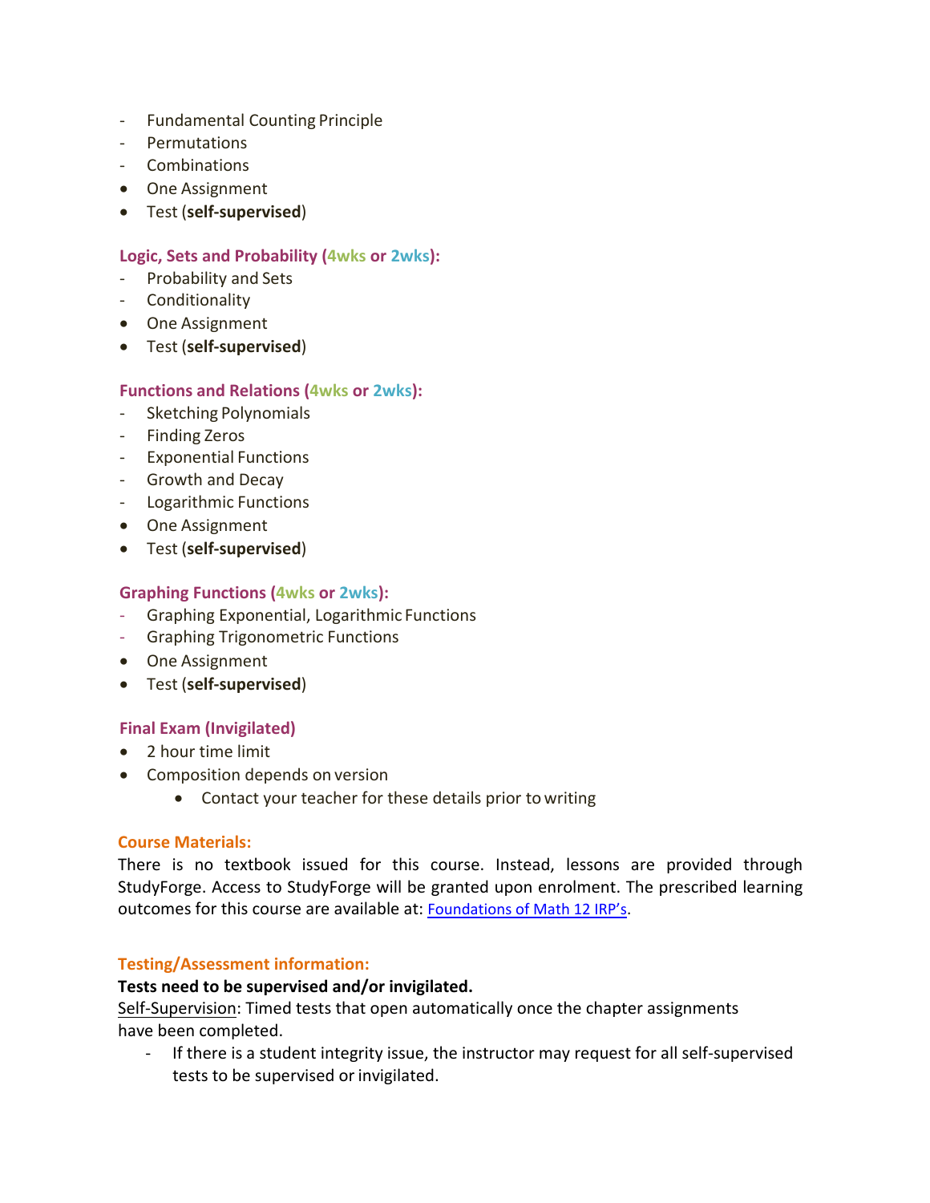- Fundamental Counting Principle
- Permutations
- Combinations
- One Assignment
- Test (**self-supervised**)

### Logic, Sets and Probability (4wks or 2wks):

- Probability and Sets
- Conditionality
- One Assignment
- Test (**self-supervised**)

### Functions and Relations (4wks or 2wks):

- Sketching Polynomials
- Finding Zeros
- Exponential Functions
- Growth and Decay
- Logarithmic Functions
- One Assignment
- Test (**self-supervised**)

### Graphing Functions (4wks or 2wks):

- Graphing Exponential, Logarithmic Functions
- Graphing Trigonometric Functions
- One Assignment
- Test (**self-supervised**)

### Final Exam (Invigilated)

- 2 hour time limit
- Composition depends on version
    - Contact your teacher for these details prior to writing

### Course Materials:

There is no textbook issued for this course. Instead, lessons are provided through StudyForge. Access to StudyForge will be granted upon enrolment. The prescribed learning outcomes for this course are available at: Foundations of Math 12 IRP's.

### Testing/Assessment information:

**Tests need to be supervised and/or invigilated.**

Self-Supervision: Timed tests that open automatically once the chapter assignments have been completed.

- If there is a student integrity issue, the instructor may request for all self-supervised tests to be supervised or invigilated.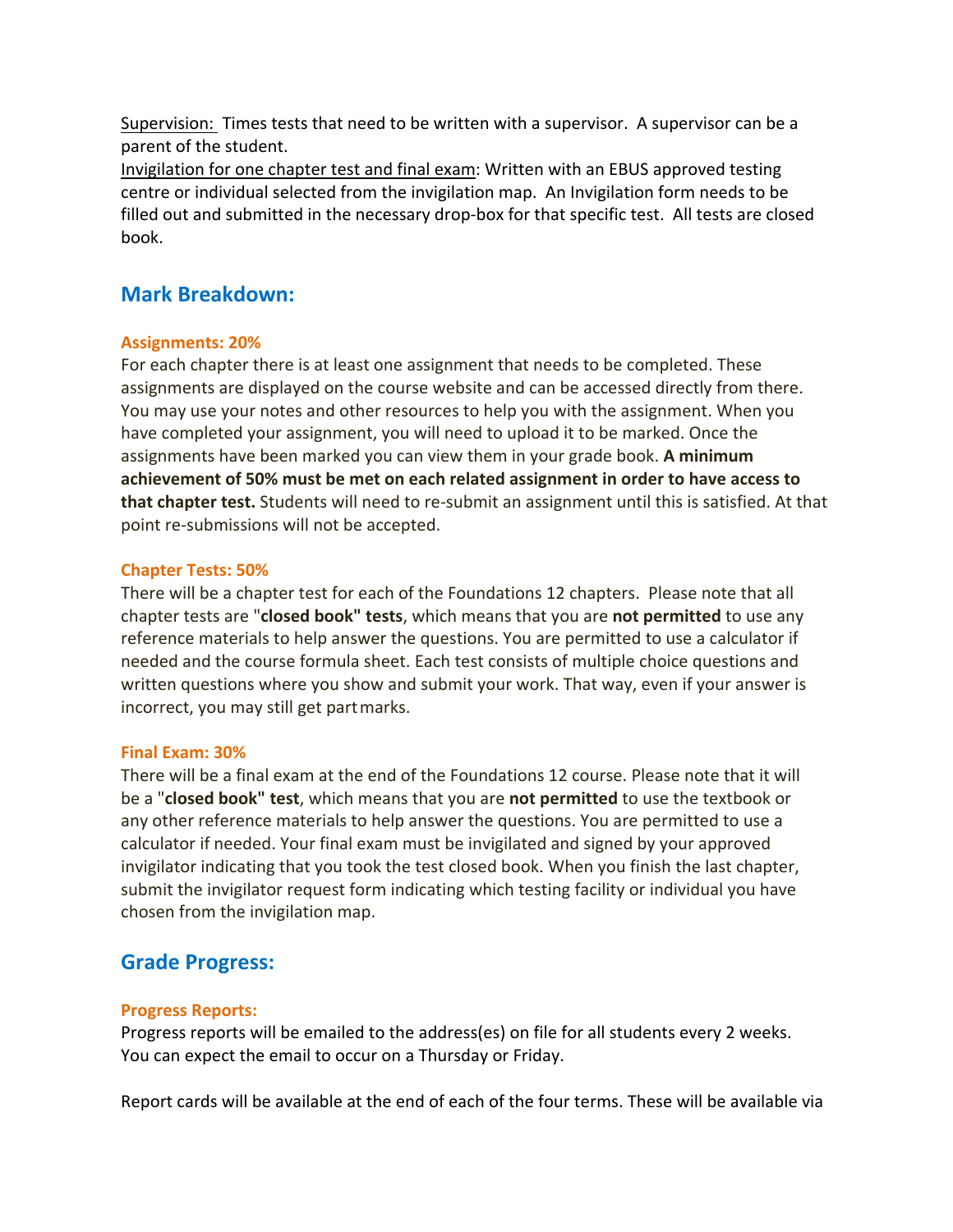Supervision: Times tests that need to be written with a supervisor. A supervisor can be a parent of the student.

Invigilation for one chapter test and final exam: Written with an EBUS approved testing centre or individual selected from the invigilation map. An Invigilation form needs to be filled out and submitted in the necessary drop-box for that specific test. All tests are closed book.

## Mark Breakdown:

### Assignments: 20%

For each chapter there is at least one assignment that needs to be completed. These assignments are displayed on the course website and can be accessed directly from there. You may use your notes and other resources to help you with the assignment. When you have completed your assignment, you will need to upload it to be marked. Once the assignments have been marked you can view them in your grade book. **A minimum achievement of 50% must be met on each related assignment in order to have access to that chapter test.** Students will need to re-submit an assignment until this is satisfied. At that point re-submissions will not be accepted.

### Chapter Tests: 50%

There will be a chapter test for each of the Foundations 12 chapters. Please note that all chapter tests are "**closed book" tests**, which means that you are **not permitted** to use any reference materials to help answer the questions. You are permitted to use a calculator if needed and the course formula sheet. Each test consists of multiple choice questions and written questions where you show and submit your work. That way, even if your answer is incorrect, you may still get part marks.

### Final Exam: 30%

There will be a final exam at the end of the Foundations 12 course. Please note that it will be a "**closed book" test**, which means that you are **not permitted** to use the textbook or any other reference materials to help answer the questions. You are permitted to use a calculator if needed. Your final exam must be invigilated and signed by your approved invigilator indicating that you took the test closed book. When you finish the last chapter, submit the invigilator request form indicating which testing facility or individual you have chosen from the invigilation map.

## Grade Progress:

### Progress Reports:

Progress reports will be emailed to the address(es) on file for all students every 2 weeks. You can expect the email to occur on a Thursday or Friday.

Report cards will be available at the end of each of the four terms. These will be available via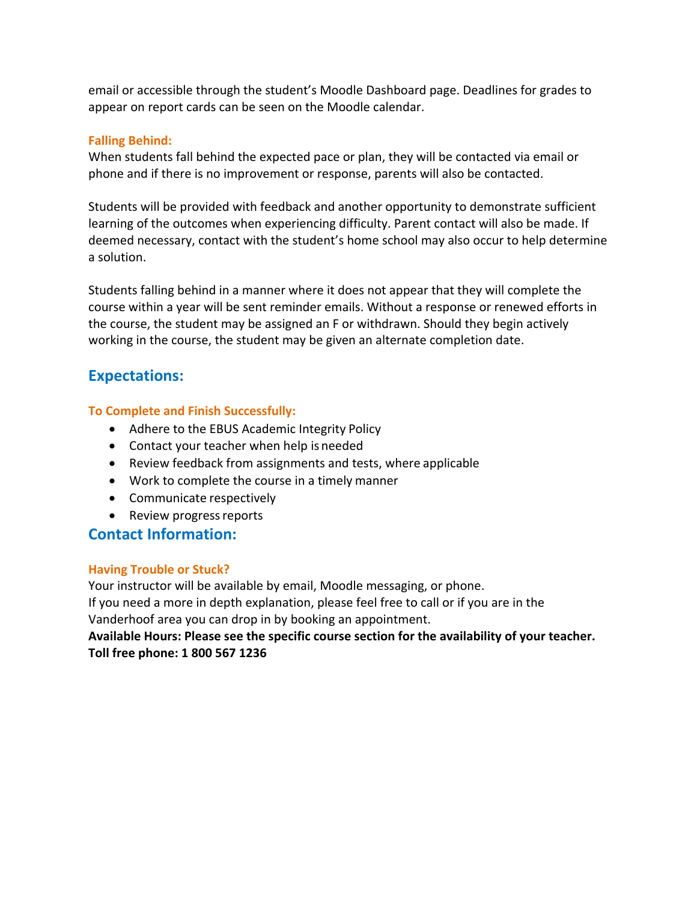email or accessible through the student's Moodle Dashboard page. Deadlines for grades to appear on report cards can be seen on the Moodle calendar.

### Falling Behind:

When students fall behind the expected pace or plan, they will be contacted via email or phone and if there is no improvement or response, parents will also be contacted.

Students will be provided with feedback and another opportunity to demonstrate sufficient learning of the outcomes when experiencing difficulty. Parent contact will also be made. If deemed necessary, contact with the student's home school may also occur to help determine a solution.

Students falling behind in a manner where it does not appear that they will complete the course within a year will be sent reminder emails. Without a response or renewed efforts in the course, the student may be assigned an F or withdrawn. Should they begin actively working in the course, the student may be given an alternate completion date.

## Expectations:

### To Complete and Finish Successfully:

- Adhere to the EBUS Academic Integrity Policy
- Contact your teacher when help is needed
- Review feedback from assignments and tests, where applicable
- Work to complete the course in a timely manner
- Communicate respectively
- Review progress reports

## Contact Information:

### Having Trouble or Stuck?

Your instructor will be available by email, Moodle messaging, or phone.
If you need a more in depth explanation, please feel free to call or if you are in the Vanderhoof area you can drop in by booking an appointment.
**Available Hours: Please see the specific course section for the availability of your teacher.**
**Toll free phone: 1 800 567 1236**